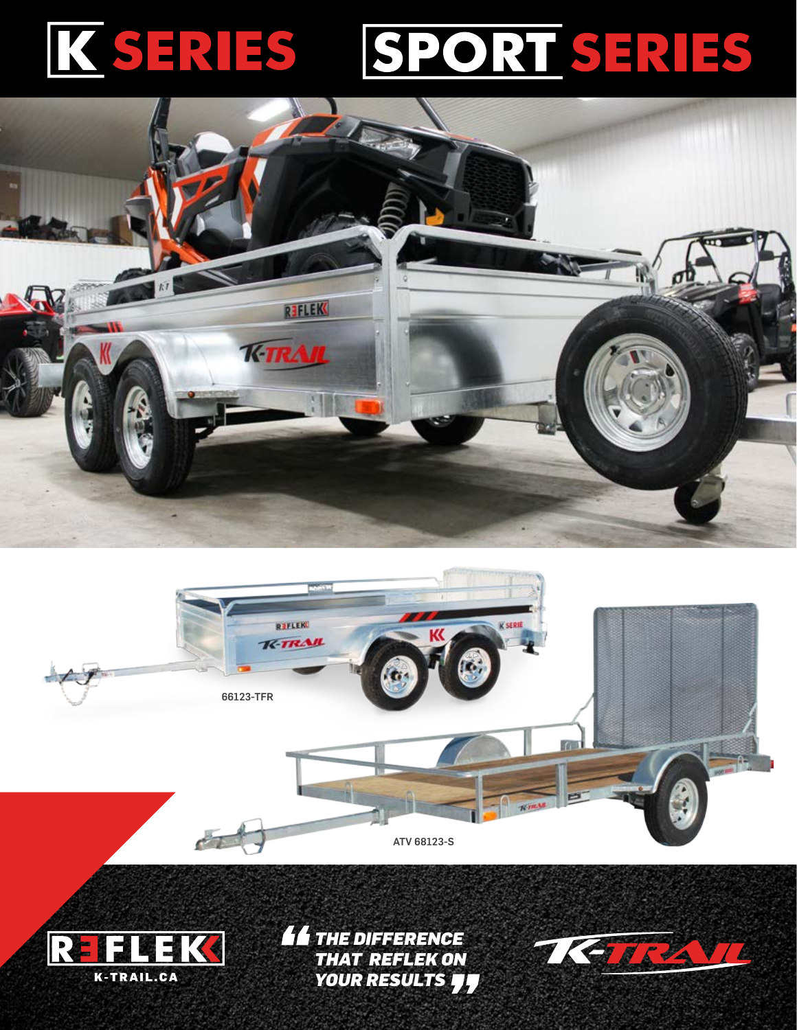# K SERIES SPORT SERIES

66123-TFR

ATV 68123-S

REFLEK

K-TRAIL.CA

*"THE DIFFERENCE THAT REFLEK ON YOUR RESULTS"*

K-TRAIL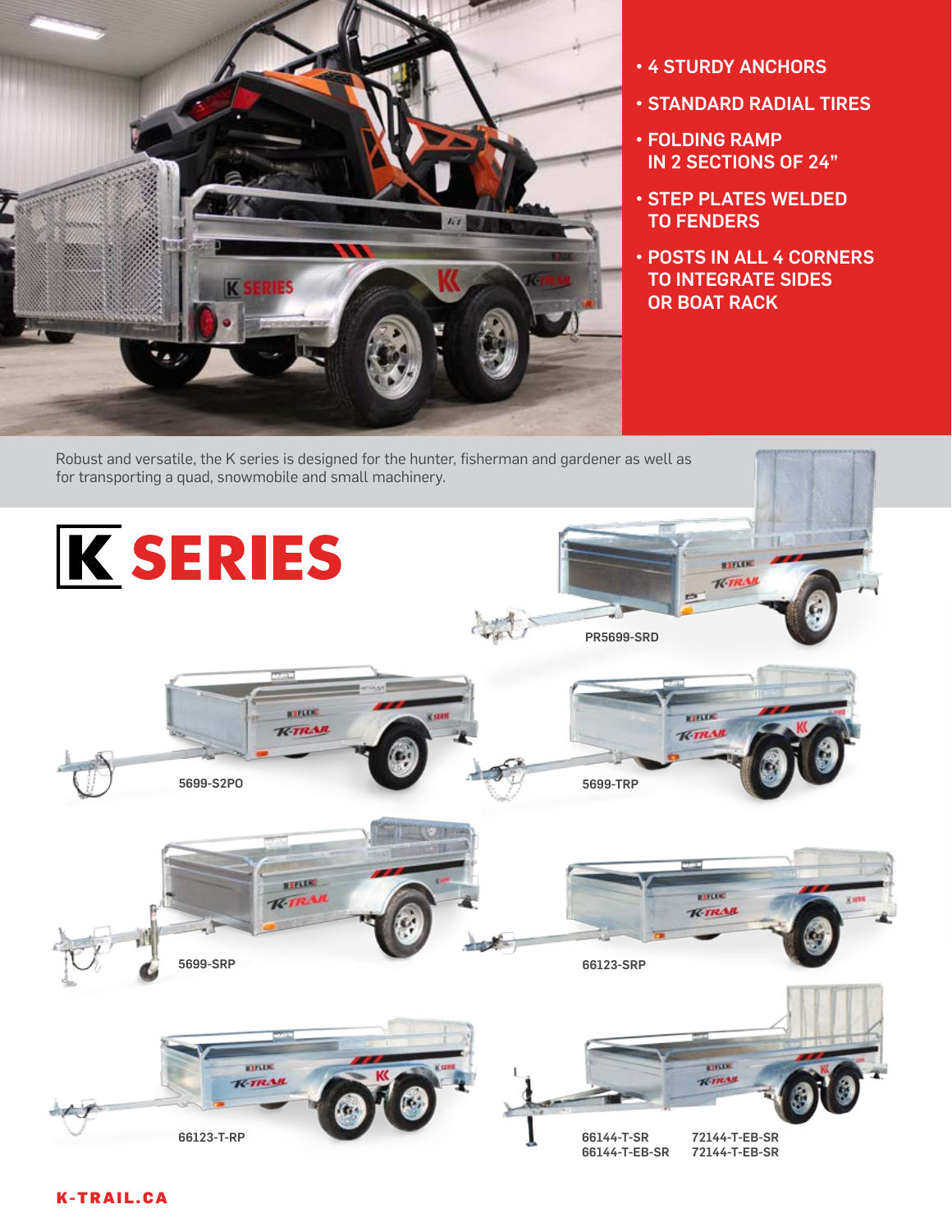- 4 STURDY ANCHORS
- STANDARD RADIAL TIRES
- FOLDING RAMP IN 2 SECTIONS OF 24"
- STEP PLATES WELDED TO FENDERS
- POSTS IN ALL 4 CORNERS TO INTEGRATE SIDES OR BOAT RACK

Robust and versatile, the K series is designed for the hunter, fisherman and gardener as well as for transporting a quad, snowmobile and small machinery.

# K SERIES

PR5699-SRD

5699-S2PO

5699-TRP

5699-SRP

66123-SRP

66123-T-RP

66144-T-SR
66144-T-EB-SR

72144-T-EB-SR
72144-T-EB-SR

K-TRAIL.CA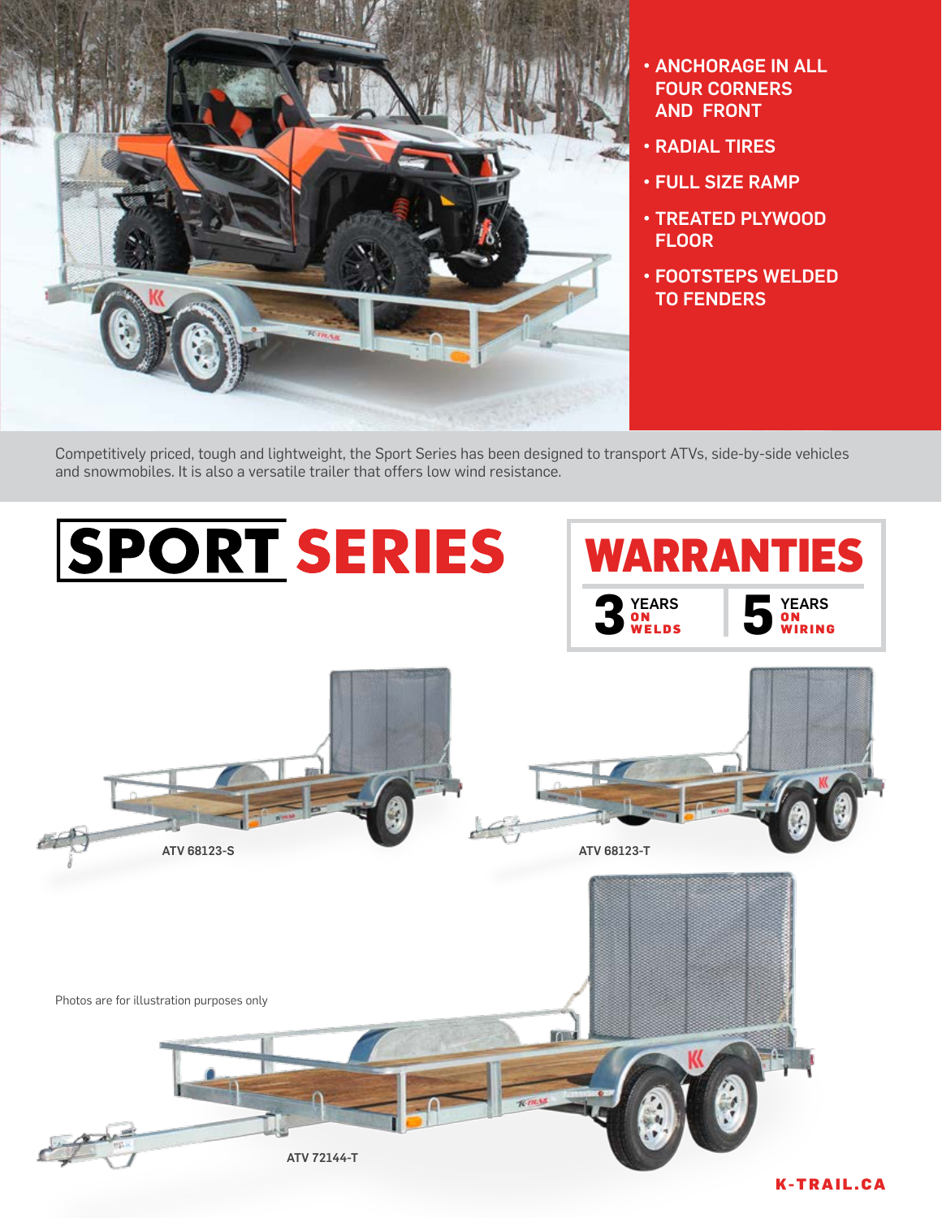- ANCHORAGE IN ALL FOUR CORNERS AND FRONT
- RADIAL TIRES
- FULL SIZE RAMP
- TREATED PLYWOOD FLOOR
- FOOTSTEPS WELDED TO FENDERS

Competitively priced, tough and lightweight, the Sport Series has been designed to transport ATVs, side-by-side vehicles and snowmobiles. It is also a versatile trailer that offers low wind resistance.

# SPORT SERIES

## WARRANTIES

**3** YEARS ON WELDS

**5** YEARS ON WIRING

ATV 68123-S

ATV 68123-T

Photos are for illustration purposes only

ATV 72144-T

K-TRAIL.CA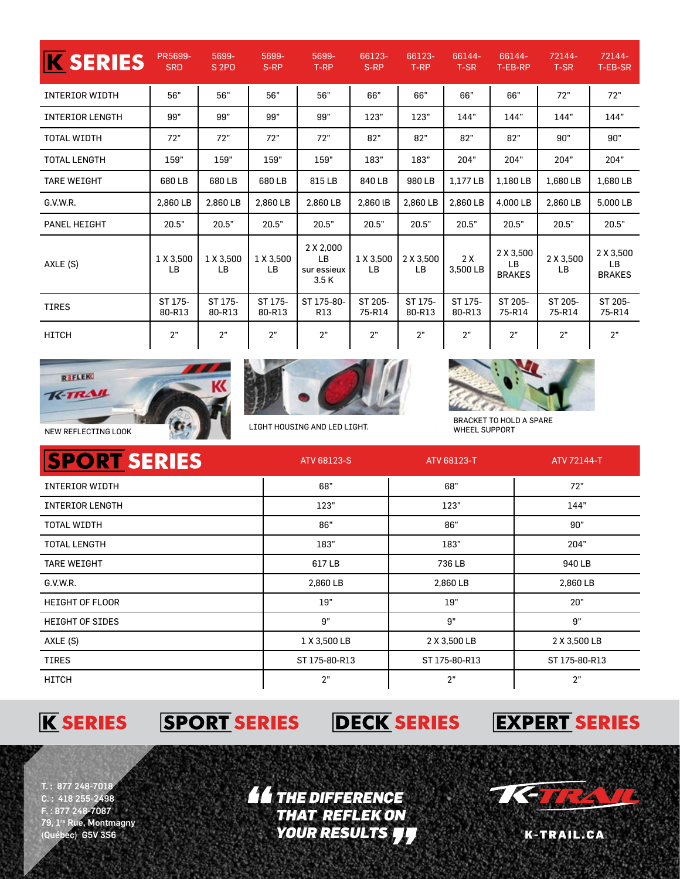| K SERIES | PR5699-SRD | 5699-S 2PO | 5699-S-RP | 5699-T-RP | 66123-S-RP | 66123-T-RP | 66144-T-SR | 66144-T-EB-RP | 72144-T-SR | 72144-T-EB-SR |
|---|---|---|---|---|---|---|---|---|---|---|
| INTERIOR WIDTH | 56" | 56" | 56" | 56" | 66" | 66" | 66" | 66" | 72" | 72" |
| INTERIOR LENGTH | 99" | 99" | 99" | 99" | 123" | 123" | 144" | 144" | 144" | 144" |
| TOTAL WIDTH | 72" | 72" | 72" | 72" | 82" | 82" | 82" | 82" | 90" | 90" |
| TOTAL LENGTH | 159" | 159" | 159" | 159" | 183" | 183" | 204" | 204" | 204" | 204" |
| TARE WEIGHT | 680 LB | 680 LB | 680 LB | 815 LB | 840 LB | 980 LB | 1,177 LB | 1,180 LB | 1,680 LB | 1,680 LB |
| G.V.W.R. | 2,860 LB | 2,860 LB | 2,860 LB | 2,860 LB | 2,860 lB | 2,860 LB | 2,860 LB | 4,000 LB | 2,860 LB | 5,000 LB |
| PANEL HEIGHT | 20.5" | 20.5" | 20.5" | 20.5" | 20.5" | 20.5" | 20.5" | 20.5" | 20.5" | 20.5" |
| AXLE (S) | 1 X 3,500 LB | 1 X 3,500 LB | 1 X 3,500 LB | 2 X 2,000 LB sur essieux 3.5 K | 1 X 3,500 LB | 2 X 3,500 LB | 2 X 3,500 LB | 2 X 3,500 LB BRAKES | 2 X 3,500 LB | 2 X 3,500 LB BRAKES |
| TIRES | ST 175-80-R13 | ST 175-80-R13 | ST 175-80-R13 | ST 175-80-R13 | ST 205-75-R14 | ST 175-80-R13 | ST 175-80-R13 | ST 205-75-R14 | ST 205-75-R14 | ST 205-75-R14 |
| HITCH | 2" | 2" | 2" | 2" | 2" | 2" | 2" | 2" | 2" | 2" |

NEW REFLECTING LOOK

LIGHT HOUSING AND LED LIGHT.

BRACKET TO HOLD A SPARE WHEEL SUPPORT

| SPORT SERIES | ATV 68123-S | ATV 68123-T | ATV 72144-T |
|---|---|---|---|
| INTERIOR WIDTH | 68" | 68" | 72" |
| INTERIOR LENGTH | 123" | 123" | 144" |
| TOTAL WIDTH | 86" | 86" | 90" |
| TOTAL LENGTH | 183" | 183" | 204" |
| TARE WEIGHT | 617 LB | 736 LB | 940 LB |
| G.V.W.R. | 2,860 LB | 2,860 LB | 2,860 LB |
| HEIGHT OF FLOOR | 19" | 19" | 20" |
| HEIGHT OF SIDES | 9" | 9" | 9" |
| AXLE (S) | 1 X 3,500 LB | 2 X 3,500 LB | 2 X 3,500 LB |
| TIRES | ST 175-80-R13 | ST 175-80-R13 | ST 175-80-R13 |
| HITCH | 2" | 2" | 2" |

K SERIES SPORT SERIES DECK SERIES EXPERT SERIES

T. : 877 248-7018
C. : 418 255-2498
F. : 877 248-7087
79, 1re Rue, Montmagny
(Québec) G5V 3S6

**"THE DIFFERENCE THAT REFLEK ON YOUR RESULTS"**

K-TRAIL

K-TRAIL.CA